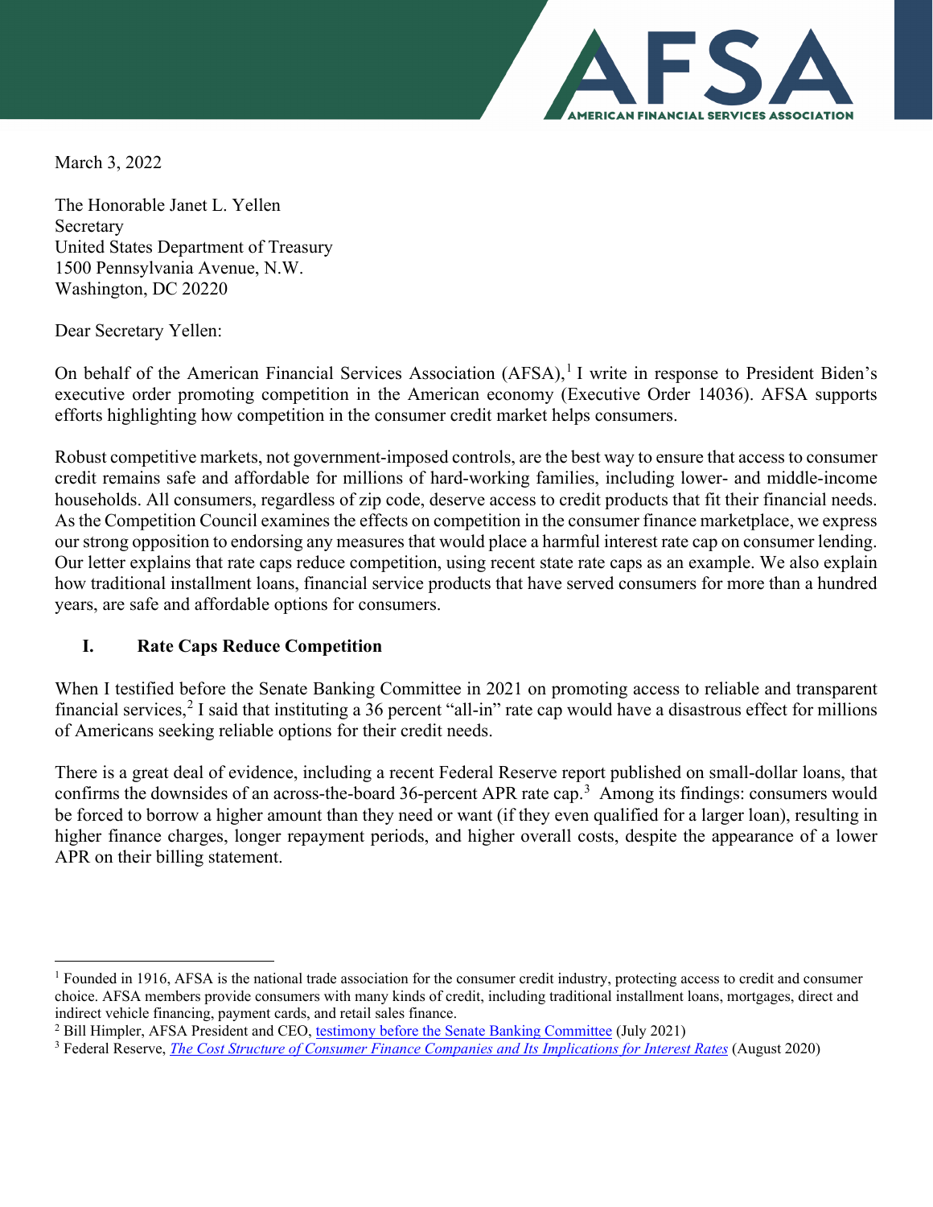March 3, 2022

The Honorable Janet L. Yellen
Secretary
United States Department of Treasury
1500 Pennsylvania Avenue, N.W.
Washington, DC 20220

Dear Secretary Yellen:

On behalf of the American Financial Services Association (AFSA),[1] I write in response to President Biden's executive order promoting competition in the American economy (Executive Order 14036). AFSA supports efforts highlighting how competition in the consumer credit market helps consumers.

Robust competitive markets, not government-imposed controls, are the best way to ensure that access to consumer credit remains safe and affordable for millions of hard-working families, including lower- and middle-income households. All consumers, regardless of zip code, deserve access to credit products that fit their financial needs. As the Competition Council examines the effects on competition in the consumer finance marketplace, we express our strong opposition to endorsing any measures that would place a harmful interest rate cap on consumer lending. Our letter explains that rate caps reduce competition, using recent state rate caps as an example. We also explain how traditional installment loans, financial service products that have served consumers for more than a hundred years, are safe and affordable options for consumers.

## I. Rate Caps Reduce Competition

When I testified before the Senate Banking Committee in 2021 on promoting access to reliable and transparent financial services,[2] I said that instituting a 36 percent "all-in" rate cap would have a disastrous effect for millions of Americans seeking reliable options for their credit needs.

There is a great deal of evidence, including a recent Federal Reserve report published on small-dollar loans, that confirms the downsides of an across-the-board 36-percent APR rate cap.[3] Among its findings: consumers would be forced to borrow a higher amount than they need or want (if they even qualified for a larger loan), resulting in higher finance charges, longer repayment periods, and higher overall costs, despite the appearance of a lower APR on their billing statement.

---

[1] Founded in 1916, AFSA is the national trade association for the consumer credit industry, protecting access to credit and consumer choice. AFSA members provide consumers with many kinds of credit, including traditional installment loans, mortgages, direct and indirect vehicle financing, payment cards, and retail sales finance.

[2] Bill Himpler, AFSA President and CEO, testimony before the Senate Banking Committee (July 2021)

[3] Federal Reserve, *The Cost Structure of Consumer Finance Companies and Its Implications for Interest Rates* (August 2020)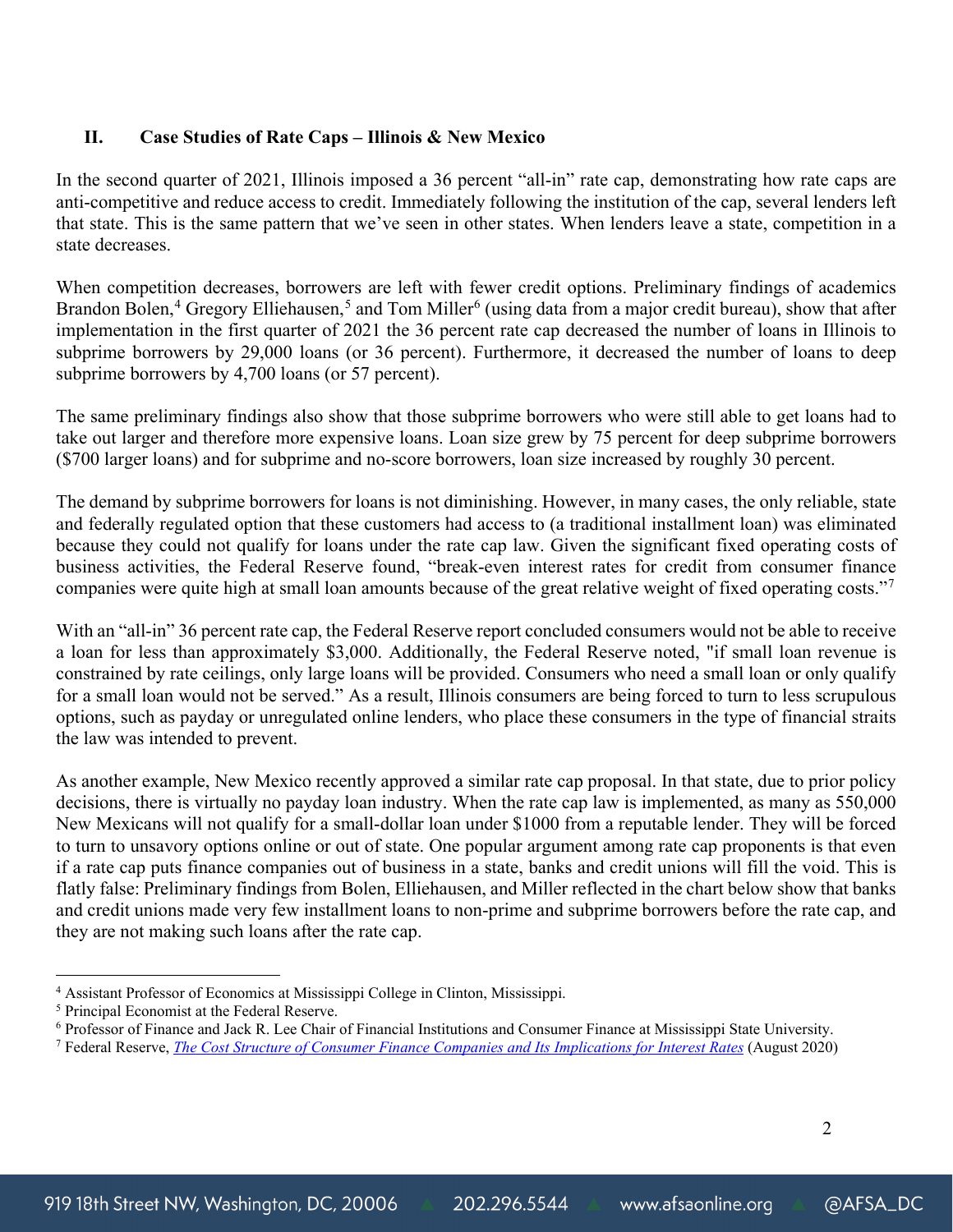## II. Case Studies of Rate Caps – Illinois & New Mexico

In the second quarter of 2021, Illinois imposed a 36 percent "all-in" rate cap, demonstrating how rate caps are anti-competitive and reduce access to credit. Immediately following the institution of the cap, several lenders left that state. This is the same pattern that we've seen in other states. When lenders leave a state, competition in a state decreases.

When competition decreases, borrowers are left with fewer credit options. Preliminary findings of academics Brandon Bolen,[4] Gregory Elliehausen,[5] and Tom Miller[6] (using data from a major credit bureau), show that after implementation in the first quarter of 2021 the 36 percent rate cap decreased the number of loans in Illinois to subprime borrowers by 29,000 loans (or 36 percent). Furthermore, it decreased the number of loans to deep subprime borrowers by 4,700 loans (or 57 percent).

The same preliminary findings also show that those subprime borrowers who were still able to get loans had to take out larger and therefore more expensive loans. Loan size grew by 75 percent for deep subprime borrowers ($700 larger loans) and for subprime and no-score borrowers, loan size increased by roughly 30 percent.

The demand by subprime borrowers for loans is not diminishing. However, in many cases, the only reliable, state and federally regulated option that these customers had access to (a traditional installment loan) was eliminated because they could not qualify for loans under the rate cap law. Given the significant fixed operating costs of business activities, the Federal Reserve found, "break-even interest rates for credit from consumer finance companies were quite high at small loan amounts because of the great relative weight of fixed operating costs."[7]

With an "all-in" 36 percent rate cap, the Federal Reserve report concluded consumers would not be able to receive a loan for less than approximately $3,000. Additionally, the Federal Reserve noted, "if small loan revenue is constrained by rate ceilings, only large loans will be provided. Consumers who need a small loan or only qualify for a small loan would not be served." As a result, Illinois consumers are being forced to turn to less scrupulous options, such as payday or unregulated online lenders, who place these consumers in the type of financial straits the law was intended to prevent.

As another example, New Mexico recently approved a similar rate cap proposal. In that state, due to prior policy decisions, there is virtually no payday loan industry. When the rate cap law is implemented, as many as 550,000 New Mexicans will not qualify for a small-dollar loan under $1000 from a reputable lender. They will be forced to turn to unsavory options online or out of state. One popular argument among rate cap proponents is that even if a rate cap puts finance companies out of business in a state, banks and credit unions will fill the void. This is flatly false: Preliminary findings from Bolen, Elliehausen, and Miller reflected in the chart below show that banks and credit unions made very few installment loans to non-prime and subprime borrowers before the rate cap, and they are not making such loans after the rate cap.

---

[4] Assistant Professor of Economics at Mississippi College in Clinton, Mississippi.

[5] Principal Economist at the Federal Reserve.

[6] Professor of Finance and Jack R. Lee Chair of Financial Institutions and Consumer Finance at Mississippi State University.

[7] Federal Reserve, *The Cost Structure of Consumer Finance Companies and Its Implications for Interest Rates* (August 2020)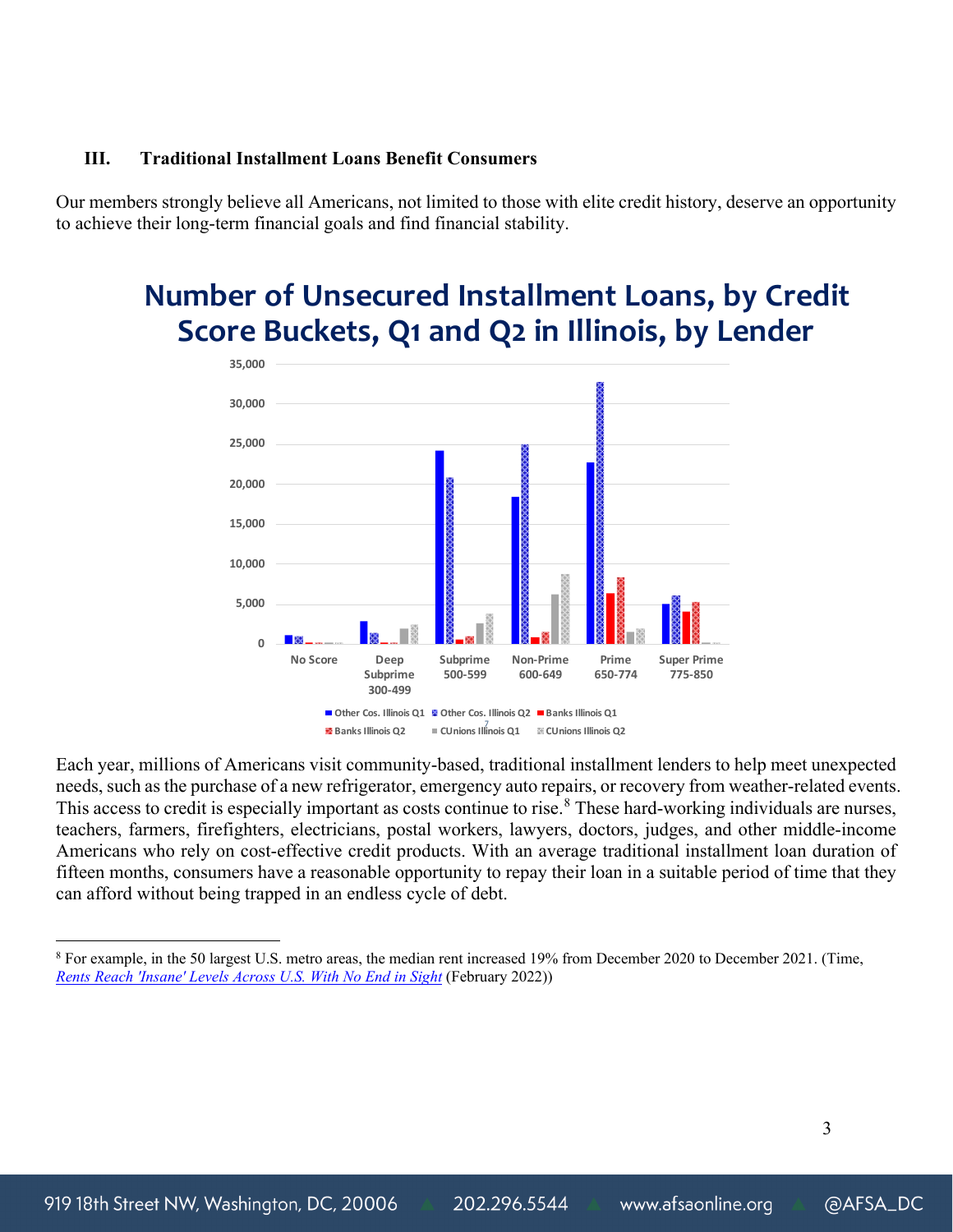### III. Traditional Installment Loans Benefit Consumers

Our members strongly believe all Americans, not limited to those with elite credit history, deserve an opportunity to achieve their long-term financial goals and find financial stability.

## Number of Unsecured Installment Loans, by Credit Score Buckets, Q1 and Q2 in Illinois, by Lender

Each year, millions of Americans visit community-based, traditional installment lenders to help meet unexpected needs, such as the purchase of a new refrigerator, emergency auto repairs, or recovery from weather-related events. This access to credit is especially important as costs continue to rise.[8] These hard-working individuals are nurses, teachers, farmers, firefighters, electricians, postal workers, lawyers, doctors, judges, and other middle-income Americans who rely on cost-effective credit products. With an average traditional installment loan duration of fifteen months, consumers have a reasonable opportunity to repay their loan in a suitable period of time that they can afford without being trapped in an endless cycle of debt.

---

[8] For example, in the 50 largest U.S. metro areas, the median rent increased 19% from December 2020 to December 2021. (Time, *Rents Reach 'Insane' Levels Across U.S. With No End in Sight* (February 2022))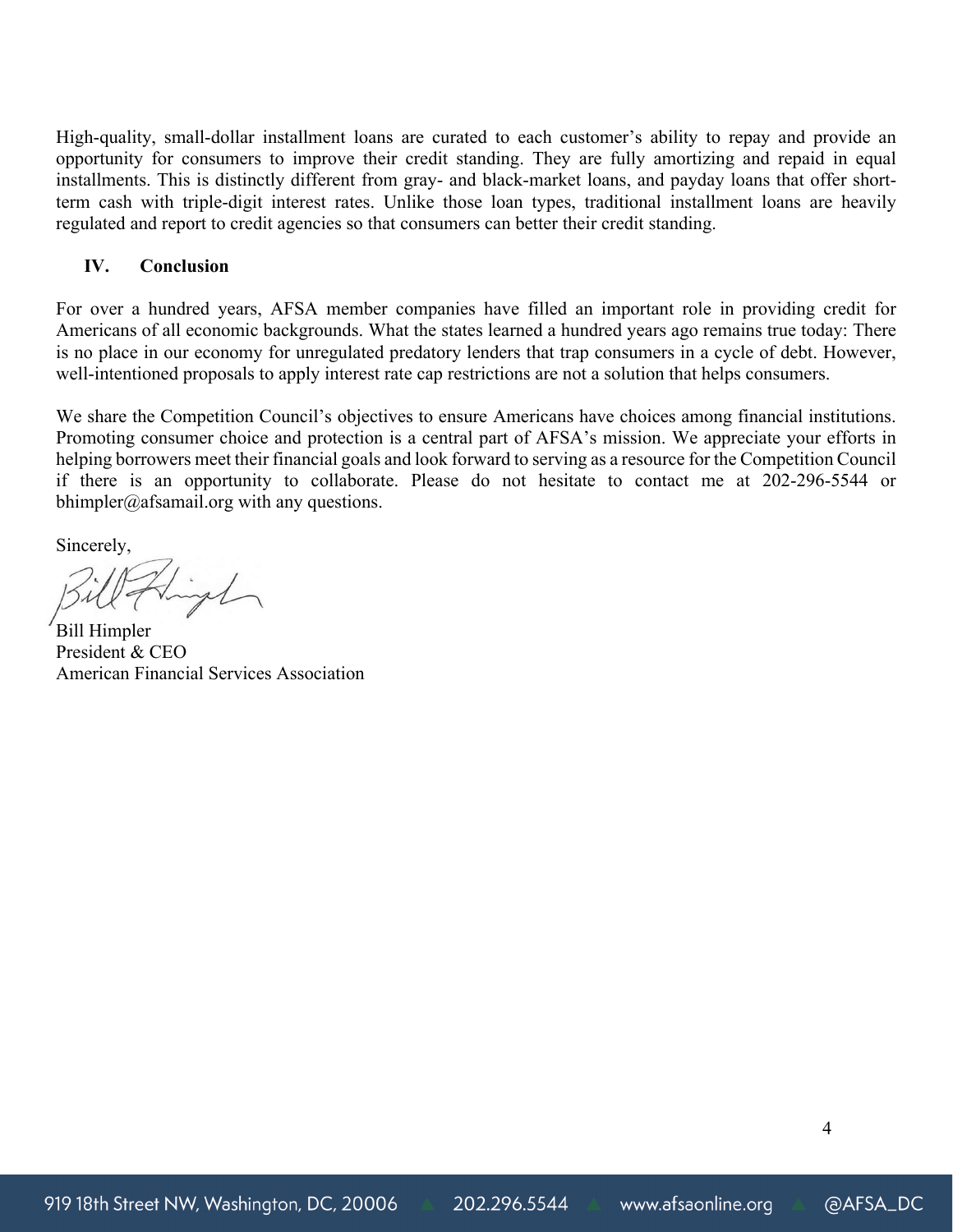High-quality, small-dollar installment loans are curated to each customer's ability to repay and provide an opportunity for consumers to improve their credit standing. They are fully amortizing and repaid in equal installments. This is distinctly different from gray- and black-market loans, and payday loans that offer short-term cash with triple-digit interest rates. Unlike those loan types, traditional installment loans are heavily regulated and report to credit agencies so that consumers can better their credit standing.

## IV. Conclusion

For over a hundred years, AFSA member companies have filled an important role in providing credit for Americans of all economic backgrounds. What the states learned a hundred years ago remains true today: There is no place in our economy for unregulated predatory lenders that trap consumers in a cycle of debt. However, well-intentioned proposals to apply interest rate cap restrictions are not a solution that helps consumers.

We share the Competition Council's objectives to ensure Americans have choices among financial institutions. Promoting consumer choice and protection is a central part of AFSA's mission. We appreciate your efforts in helping borrowers meet their financial goals and look forward to serving as a resource for the Competition Council if there is an opportunity to collaborate. Please do not hesitate to contact me at 202-296-5544 or bhimpler@afsamail.org with any questions.

Sincerely,

Bill Himpler
President & CEO
American Financial Services Association